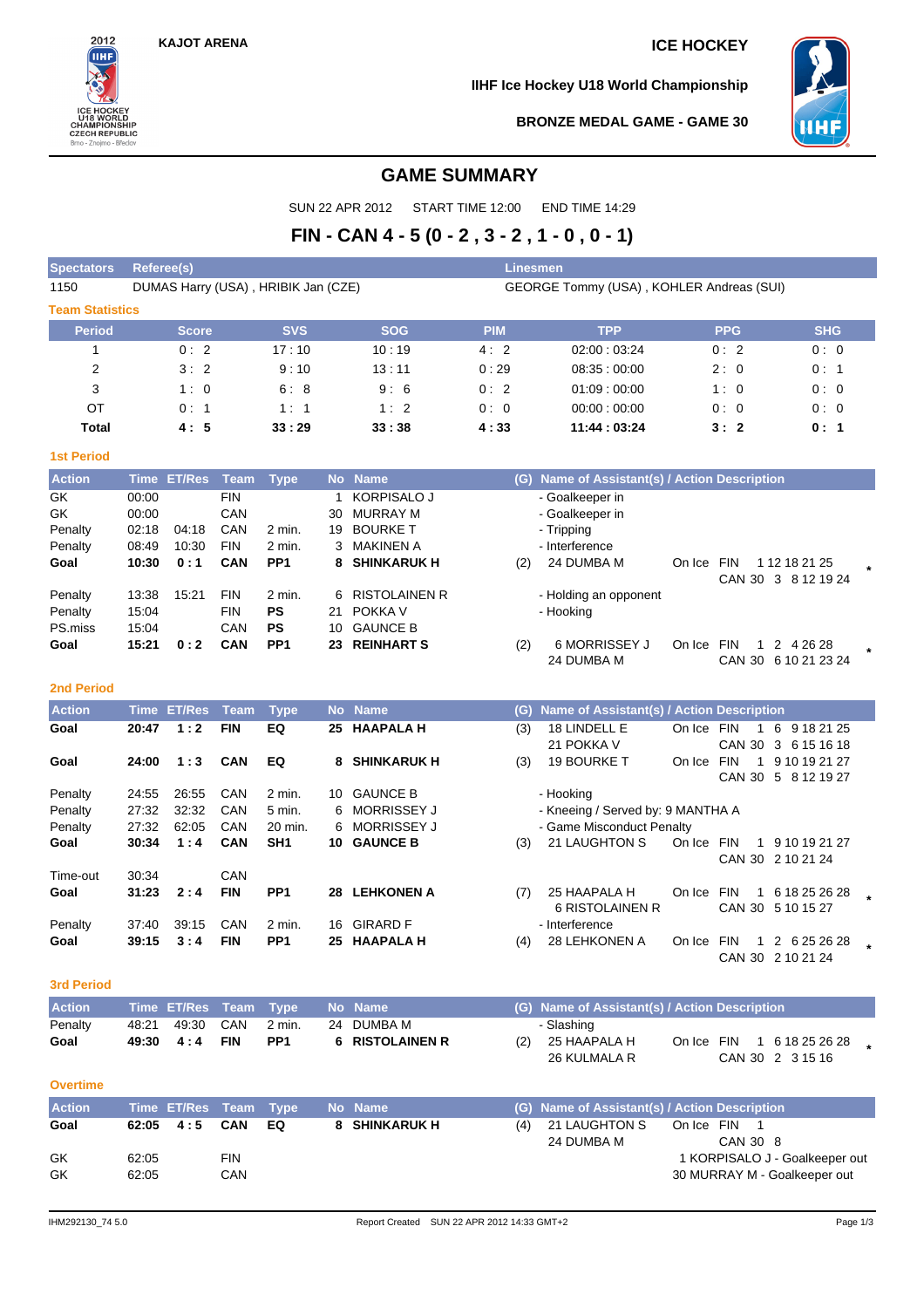KAJOT ARENA

ICE HOCKEY

IIHF Ice Hockey U18 World Championship

BRONZE MEDAL GAME - GAME 30

# GAME SUMMARY

SUN 22 APR 2012 START TIME 12:00 END TIME 14:29

## FIN - CAN 4 - 5 (0 - 2 , 3 - 2 , 1 - 0 , 0 - 1)

| Spectators | Referee(s) | Linesmen |
|---|---|---|
| 1150 | DUMAS Harry (USA) , HRIBIK Jan (CZE) | GEORGE Tommy (USA) , KOHLER Andreas (SUI) |

### Team Statistics

| Period | Score | SVS | SOG | PIM | TPP | PPG | SHG |
|---|---|---|---|---|---|---|---|
| 1 | 0 : 2 | 17 : 10 | 10 : 19 | 4 : 2 | 02:00 : 03:24 | 0 : 2 | 0 : 0 |
| 2 | 3 : 2 | 9 : 10 | 13 : 11 | 0 : 29 | 08:35 : 00:00 | 2 : 0 | 0 : 1 |
| 3 | 1 : 0 | 6 : 8 | 9 : 6 | 0 : 2 | 01:09 : 00:00 | 1 : 0 | 0 : 0 |
| OT | 0 : 1 | 1 : 1 | 1 : 2 | 0 : 0 | 00:00 : 00:00 | 0 : 0 | 0 : 0 |
| **Total** | **4 : 5** | **33 : 29** | **33 : 38** | **4 : 33** | **11:44 : 03:24** | **3 : 2** | **0 : 1** |

### 1st Period

| Action | Time | ET/Res | Team | Type | No | Name | (G) | Name of Assistant(s) / Action Description | On Ice | |
|---|---|---|---|---|---|---|---|---|---|---|
| GK | 00:00 | | FIN | | 1 | KORPISALO J | | - Goalkeeper in | | |
| GK | 00:00 | | CAN | | 30 | MURRAY M | | - Goalkeeper in | | |
| Penalty | 02:18 | 04:18 | CAN | 2 min. | 19 | BOURKE T | | - Tripping | | |
| Penalty | 08:49 | 10:30 | FIN | 2 min. | 3 | MAKINEN A | | - Interference | | |
| **Goal** | **10:30** | **0 : 1** | **CAN** | **PP1** | **8** | **SHINKARUK H** | (2) | 24 DUMBA M | FIN 1 12 18 21 25<br>CAN 30 3 8 12 19 24 | * |
| Penalty | 13:38 | 15:21 | FIN | 2 min. | 6 | RISTOLAINEN R | | - Holding an opponent | | |
| Penalty | 15:04 | | FIN | **PS** | 21 | POKKA V | | - Hooking | | |
| PS.miss | 15:04 | | CAN | **PS** | 10 | GAUNCE B | | | | |
| **Goal** | **15:21** | **0 : 2** | **CAN** | **PP1** | **23** | **REINHART S** | (2) | 6 MORRISSEY J<br>24 DUMBA M | FIN 1 2 4 26 28<br>CAN 30 6 10 21 23 24 | * |

### 2nd Period

| Action | Time | ET/Res | Team | Type | No | Name | (G) | Name of Assistant(s) / Action Description | On Ice | |
|---|---|---|---|---|---|---|---|---|---|---|
| **Goal** | **20:47** | **1 : 2** | **FIN** | **EQ** | **25** | **HAAPALA H** | (3) | 18 LINDELL E<br>21 POKKA V | FIN 1 6 9 18 21 25<br>CAN 30 3 6 15 16 18 | |
| **Goal** | **24:00** | **1 : 3** | **CAN** | **EQ** | **8** | **SHINKARUK H** | (3) | 19 BOURKE T | FIN 1 9 10 19 21 27<br>CAN 30 5 8 12 19 27 | |
| Penalty | 24:55 | 26:55 | CAN | 2 min. | 10 | GAUNCE B | | - Hooking | | |
| Penalty | 27:32 | 32:32 | CAN | 5 min. | 6 | MORRISSEY J | | - Kneeing / Served by: 9 MANTHA A | | |
| Penalty | 27:32 | 62:05 | CAN | 20 min. | 6 | MORRISSEY J | | - Game Misconduct Penalty | | |
| **Goal** | **30:34** | **1 : 4** | **CAN** | **SH1** | **10** | **GAUNCE B** | (3) | 21 LAUGHTON S | FIN 1 9 10 19 21 27<br>CAN 30 2 10 21 24 | |
| Time-out | 30:34 | | CAN | | | | | | | |
| **Goal** | **31:23** | **2 : 4** | **FIN** | **PP1** | **28** | **LEHKONEN A** | (7) | 25 HAAPALA H<br>6 RISTOLAINEN R | FIN 1 6 18 25 26 28<br>CAN 30 5 10 15 27 | * |
| Penalty | 37:40 | 39:15 | CAN | 2 min. | 16 | GIRARD F | | - Interference | | |
| **Goal** | **39:15** | **3 : 4** | **FIN** | **PP1** | **25** | **HAAPALA H** | (4) | 28 LEHKONEN A | FIN 1 2 6 25 26 28<br>CAN 30 2 10 21 24 | * |

### 3rd Period

| Action | Time | ET/Res | Team | Type | No | Name | (G) | Name of Assistant(s) / Action Description | On Ice | |
|---|---|---|---|---|---|---|---|---|---|---|
| Penalty | 48:21 | 49:30 | CAN | 2 min. | 24 | DUMBA M | | - Slashing | | |
| **Goal** | **49:30** | **4 : 4** | **FIN** | **PP1** | **6** | **RISTOLAINEN R** | (2) | 25 HAAPALA H<br>26 KULMALA R | FIN 1 6 18 25 26 28<br>CAN 30 2 3 15 16 | * |

### Overtime

| Action | Time | ET/Res | Team | Type | No | Name | (G) | Name of Assistant(s) / Action Description | On Ice |
|---|---|---|---|---|---|---|---|---|---|
| **Goal** | **62:05** | **4 : 5** | **CAN** | **EQ** | **8** | **SHINKARUK H** | (4) | 21 LAUGHTON S<br>24 DUMBA M | FIN 1<br>CAN 30 8 |
| GK | 62:05 | | FIN | | | | | 1 KORPISALO J - Goalkeeper out | |
| GK | 62:05 | | CAN | | | | | 30 MURRAY M - Goalkeeper out | |

IHM292130_74 5.0 Report Created SUN 22 APR 2012 14:33 GMT+2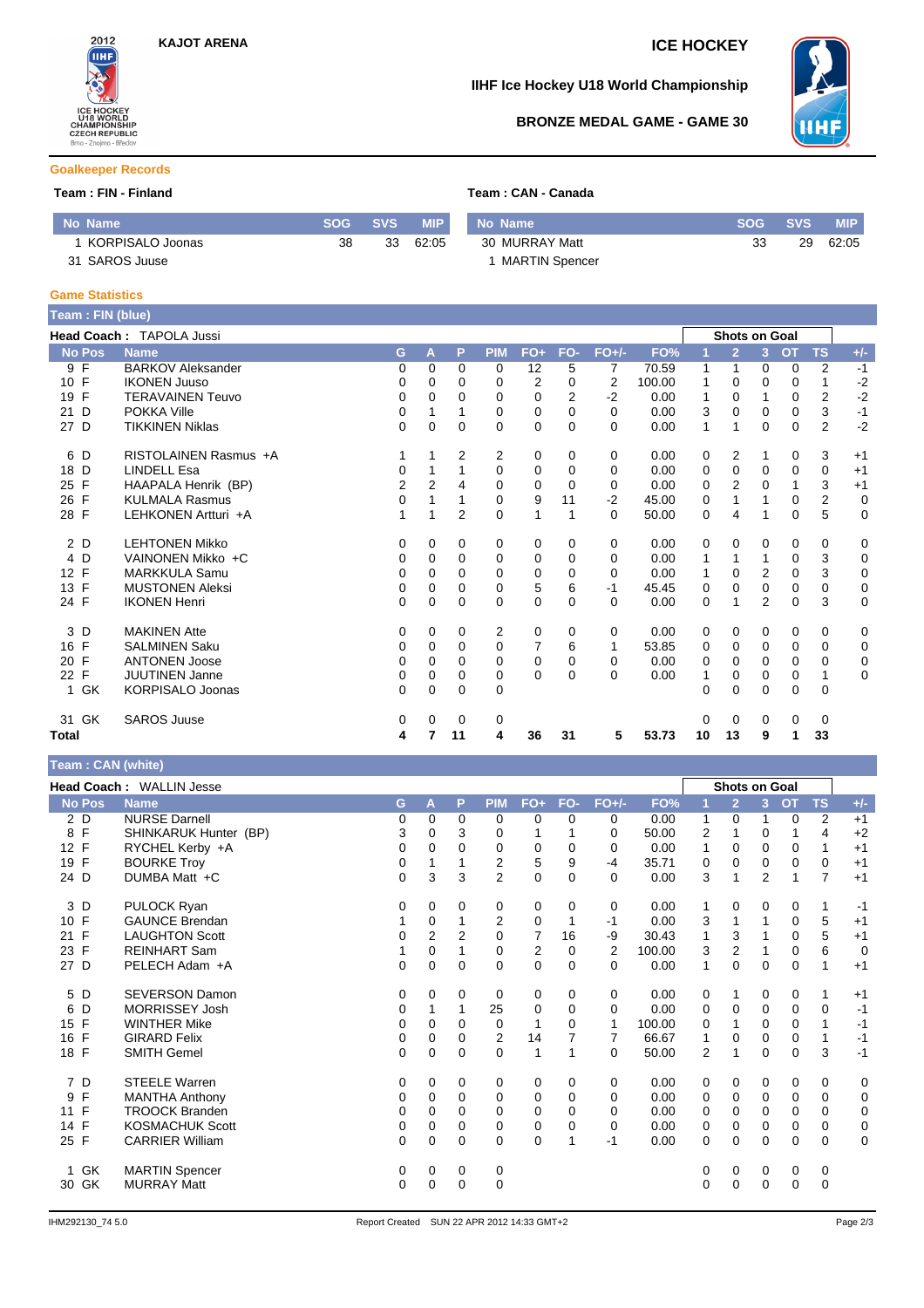KAJOT ARENA

ICE HOCKEY

# IIHF Ice Hockey U18 World Championship

## BRONZE MEDAL GAME - GAME 30

### Goalkeeper Records

**Team : FIN - Finland**

| No | Name | SOG | SVS | MIP |
|---|---|---|---|---|
| 1 | KORPISALO Joonas | 38 | 33 | 62:05 |
| 31 | SAROS Juuse | | | |

**Team : CAN - Canada**

| No | Name | SOG | SVS | MIP |
|---|---|---|---|---|
| 30 | MURRAY Matt | 33 | 29 | 62:05 |
| 1 | MARTIN Spencer | | | |

### Game Statistics

**Team : FIN (blue)**

**Head Coach :** TAPOLA Jussi

| No | Pos | Name | G | A | P | PIM | FO+ | FO- | FO+/- | FO% | Shots on Goal 1 | 2 | 3 | OT | TS | +/- |
|---|---|---|---|---|---|---|---|---|---|---|---|---|---|---|---|---|
| 9 | F | BARKOV Aleksander | 0 | 0 | 0 | 0 | 12 | 5 | 7 | 70.59 | 1 | 1 | 0 | 0 | 2 | -1 |
| 10 | F | IKONEN Juuso | 0 | 0 | 0 | 0 | 2 | 0 | 2 | 100.00 | 1 | 0 | 0 | 0 | 1 | -2 |
| 19 | F | TERAVAINEN Teuvo | 0 | 0 | 0 | 0 | 0 | 2 | -2 | 0.00 | 1 | 0 | 1 | 0 | 2 | -2 |
| 21 | D | POKKA Ville | 0 | 1 | 1 | 0 | 0 | 0 | 0 | 0.00 | 3 | 0 | 0 | 0 | 3 | -1 |
| 27 | D | TIKKINEN Niklas | 0 | 0 | 0 | 0 | 0 | 0 | 0 | 0.00 | 1 | 1 | 0 | 0 | 2 | -2 |
| 6 | D | RISTOLAINEN Rasmus +A | 1 | 1 | 2 | 2 | 0 | 0 | 0 | 0.00 | 0 | 2 | 1 | 0 | 3 | +1 |
| 18 | D | LINDELL Esa | 0 | 1 | 1 | 0 | 0 | 0 | 0 | 0.00 | 0 | 0 | 0 | 0 | 0 | +1 |
| 25 | F | HAAPALA Henrik (BP) | 2 | 2 | 4 | 0 | 0 | 0 | 0 | 0.00 | 0 | 2 | 0 | 1 | 3 | +1 |
| 26 | F | KULMALA Rasmus | 0 | 1 | 1 | 0 | 9 | 11 | -2 | 45.00 | 0 | 1 | 1 | 0 | 2 | 0 |
| 28 | F | LEHKONEN Artturi +A | 1 | 1 | 2 | 0 | 1 | 1 | 0 | 50.00 | 0 | 4 | 1 | 0 | 5 | 0 |
| 2 | D | LEHTONEN Mikko | 0 | 0 | 0 | 0 | 0 | 0 | 0 | 0.00 | 0 | 0 | 0 | 0 | 0 | 0 |
| 4 | D | VAINONEN Mikko +C | 0 | 0 | 0 | 0 | 0 | 0 | 0 | 0.00 | 1 | 1 | 1 | 0 | 3 | 0 |
| 12 | F | MARKKULA Samu | 0 | 0 | 0 | 0 | 0 | 0 | 0 | 0.00 | 1 | 0 | 2 | 0 | 3 | 0 |
| 13 | F | MUSTONEN Aleksi | 0 | 0 | 0 | 0 | 5 | 6 | -1 | 45.45 | 0 | 0 | 0 | 0 | 0 | 0 |
| 24 | F | IKONEN Henri | 0 | 0 | 0 | 0 | 0 | 0 | 0 | 0.00 | 0 | 1 | 2 | 0 | 3 | 0 |
| 3 | D | MAKINEN Atte | 0 | 0 | 0 | 2 | 0 | 0 | 0 | 0.00 | 0 | 0 | 0 | 0 | 0 | 0 |
| 16 | F | SALMINEN Saku | 0 | 0 | 0 | 0 | 7 | 6 | 1 | 53.85 | 0 | 0 | 0 | 0 | 0 | 0 |
| 20 | F | ANTONEN Joose | 0 | 0 | 0 | 0 | 0 | 0 | 0 | 0.00 | 0 | 0 | 0 | 0 | 0 | 0 |
| 22 | F | JUUTINEN Janne | 0 | 0 | 0 | 0 | 0 | 0 | 0 | 0.00 | 1 | 0 | 0 | 0 | 1 | 0 |
| 1 | GK | KORPISALO Joonas | 0 | 0 | 0 | 0 | | | | | 0 | 0 | 0 | 0 | 0 | |
| 31 | GK | SAROS Juuse | 0 | 0 | 0 | 0 | | | | | 0 | 0 | 0 | 0 | 0 | |
| **Total** | | | **4** | **7** | **11** | **4** | **36** | **31** | **5** | **53.73** | **10** | **13** | **9** | **1** | **33** | |

**Team : CAN (white)**

**Head Coach :** WALLIN Jesse

| No | Pos | Name | G | A | P | PIM | FO+ | FO- | FO+/- | FO% | Shots on Goal 1 | 2 | 3 | OT | TS | +/- |
|---|---|---|---|---|---|---|---|---|---|---|---|---|---|---|---|---|
| 2 | D | NURSE Darnell | 0 | 0 | 0 | 0 | 0 | 0 | 0 | 0.00 | 1 | 0 | 1 | 0 | 2 | +1 |
| 8 | F | SHINKARUK Hunter (BP) | 3 | 0 | 3 | 0 | 1 | 1 | 0 | 50.00 | 2 | 1 | 0 | 1 | 4 | +2 |
| 12 | F | RYCHEL Kerby +A | 0 | 0 | 0 | 0 | 0 | 0 | 0 | 0.00 | 1 | 0 | 0 | 0 | 1 | +1 |
| 19 | F | BOURKE Troy | 0 | 1 | 1 | 2 | 5 | 9 | -4 | 35.71 | 0 | 0 | 0 | 0 | 0 | +1 |
| 24 | D | DUMBA Matt +C | 0 | 3 | 3 | 2 | 0 | 0 | 0 | 0.00 | 3 | 1 | 2 | 1 | 7 | +1 |
| 3 | D | PULOCK Ryan | 0 | 0 | 0 | 0 | 0 | 0 | 0 | 0.00 | 1 | 0 | 0 | 0 | 1 | -1 |
| 10 | F | GAUNCE Brendan | 1 | 0 | 1 | 2 | 0 | 1 | -1 | 0.00 | 3 | 1 | 1 | 0 | 5 | +1 |
| 21 | F | LAUGHTON Scott | 0 | 2 | 2 | 0 | 7 | 16 | -9 | 30.43 | 1 | 3 | 1 | 0 | 5 | +1 |
| 23 | F | REINHART Sam | 1 | 0 | 1 | 0 | 2 | 0 | 2 | 100.00 | 3 | 2 | 1 | 0 | 6 | 0 |
| 27 | D | PELECH Adam +A | 0 | 0 | 0 | 0 | 0 | 0 | 0 | 0.00 | 1 | 0 | 0 | 0 | 1 | +1 |
| 5 | D | SEVERSON Damon | 0 | 0 | 0 | 0 | 0 | 0 | 0 | 0.00 | 0 | 1 | 0 | 0 | 1 | +1 |
| 6 | D | MORRISSEY Josh | 0 | 1 | 1 | 25 | 0 | 0 | 0 | 0.00 | 0 | 0 | 0 | 0 | 0 | -1 |
| 15 | F | WINTHER Mike | 0 | 0 | 0 | 0 | 1 | 0 | 1 | 100.00 | 0 | 1 | 0 | 0 | 1 | -1 |
| 16 | F | GIRARD Felix | 0 | 0 | 0 | 2 | 14 | 7 | 7 | 66.67 | 1 | 0 | 0 | 0 | 1 | -1 |
| 18 | F | SMITH Gemel | 0 | 0 | 0 | 0 | 1 | 1 | 0 | 50.00 | 2 | 1 | 0 | 0 | 3 | -1 |
| 7 | D | STEELE Warren | 0 | 0 | 0 | 0 | 0 | 0 | 0 | 0.00 | 0 | 0 | 0 | 0 | 0 | 0 |
| 9 | F | MANTHA Anthony | 0 | 0 | 0 | 0 | 0 | 0 | 0 | 0.00 | 0 | 0 | 0 | 0 | 0 | 0 |
| 11 | F | TROOCK Branden | 0 | 0 | 0 | 0 | 0 | 0 | 0 | 0.00 | 0 | 0 | 0 | 0 | 0 | 0 |
| 14 | F | KOSMACHUK Scott | 0 | 0 | 0 | 0 | 0 | 0 | 0 | 0.00 | 0 | 0 | 0 | 0 | 0 | 0 |
| 25 | F | CARRIER William | 0 | 0 | 0 | 0 | 0 | 1 | -1 | 0.00 | 0 | 0 | 0 | 0 | 0 | 0 |
| 1 | GK | MARTIN Spencer | 0 | 0 | 0 | 0 | | | | | 0 | 0 | 0 | 0 | 0 | |
| 30 | GK | MURRAY Matt | 0 | 0 | 0 | 0 | | | | | 0 | 0 | 0 | 0 | 0 | |

IHM292130_74 5.0 Report Created SUN 22 APR 2012 14:33 GMT+2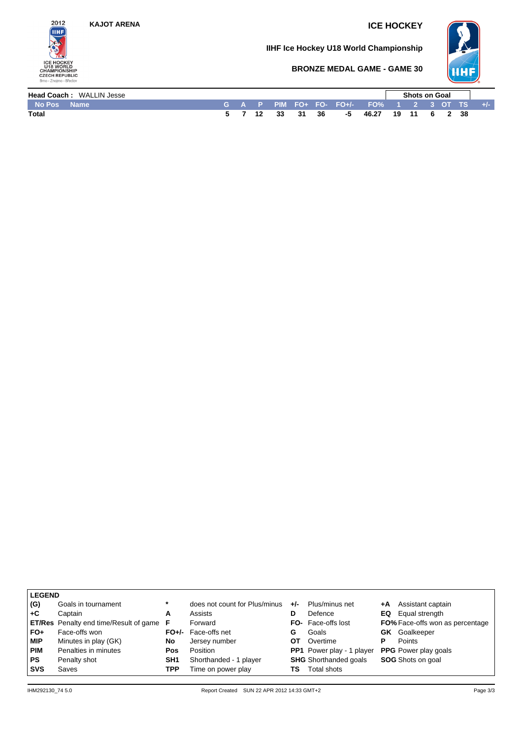KAJOT ARENA

ICE HOCKEY

IIHF Ice Hockey U18 World Championship

BRONZE MEDAL GAME - GAME 30

**Head Coach :** WALLIN Jesse

| No | Pos | Name | G | A | P | PIM | FO+ | FO- | FO+/- | FO% | Shots on Goal 1 | 2 | 3 | OT | TS | +/- |
|---|---|---|---|---|---|---|---|---|---|---|---|---|---|---|---|---|
| **Total** | | | 5 | 7 | 12 | 33 | 31 | 36 | -5 | 46.27 | 19 | 11 | 6 | 2 | 38 | |

**LEGEND**

| | | | | | | | |
|---|---|---|---|---|---|---|---|
| **(G)** | Goals in tournament | * | does not count for Plus/minus | **+/-** | Plus/minus net | **+A** | Assistant captain |
| **+C** | Captain | **A** | Assists | **D** | Defence | **EQ** | Equal strength |
| **ET/Res** | Penalty end time/Result of game | **F** | Forward | **FO-** | Face-offs lost | **FO%** | Face-offs won as percentage |
| **FO+** | Face-offs won | **FO+/-** | Face-offs net | **G** | Goals | **GK** | Goalkeeper |
| **MIP** | Minutes in play (GK) | **No** | Jersey number | **OT** | Overtime | **P** | Points |
| **PIM** | Penalties in minutes | **Pos** | Position | **PP1** | Power play - 1 player | **PPG** | Power play goals |
| **PS** | Penalty shot | **SH1** | Shorthanded - 1 player | **SHG** | Shorthanded goals | **SOG** | Shots on goal |
| **SVS** | Saves | **TPP** | Time on power play | **TS** | Total shots | | |

IHM292130_74 5.0 Report Created SUN 22 APR 2012 14:33 GMT+2